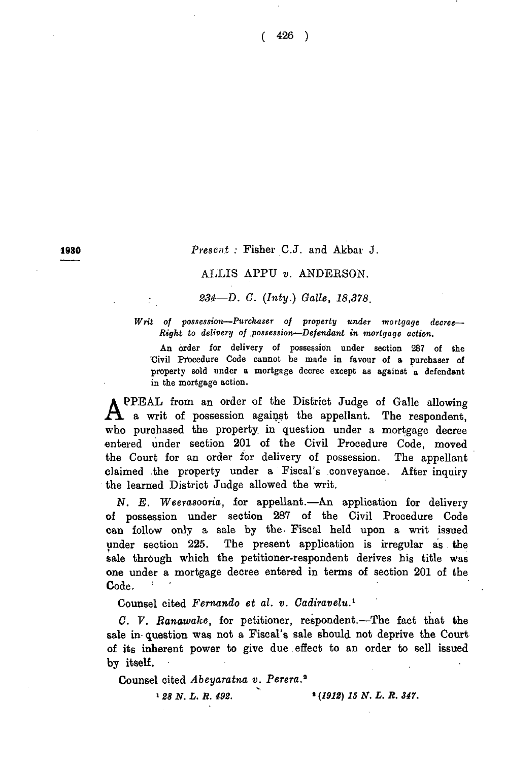1930

*Present :* Fisher C.J. and Akbar J.

ALLIS APPU *v.* ANDERSON.

*234—D. C. (Inty.) Galle, 18,378.*

*Writ of possession—Purchaser of property under mortgage decree—Right to delivery of possession—Defendant in mortgage action.*

An order for delivery of possession under section 287 of the Civil Procedure Code cannot be made in favour of a purchaser of property sold under a mortgage decree except as against a defendant in the mortgage action.

APPEAL from an order of the District Judge of Galle allowing a writ of possession against the appellant. The respondent, who purchased the property in question under a mortgage decree entered under section 201 of the Civil Procedure Code, moved the Court for an order for delivery of possession. The appellant claimed the property under a Fiscal's conveyance. After inquiry the learned District Judge allowed the writ.

*N. E. Weerasooria*, for appellant.—An application for delivery of possession under section 287 of the Civil Procedure Code can follow only a sale by the Fiscal held upon a writ issued under section 225. The present application is irregular as the sale through which the petitioner-respondent derives his title was one under a mortgage decree entered in terms of section 201 of the Code.

Counsel cited *Fernando et al. v. Cadiravelu.*[1]

*C. V. Ranawake*, for petitioner, respondent.—The fact that the sale in question was not a Fiscal's sale should not deprive the Court of its inherent power to give due effect to an order to sell issued by itself.

Counsel cited *Abeyaratna v. Perera.*[2]

[1] *28 N. L. R. 492.*

[2] *(1912) 15 N. L. R. 347.*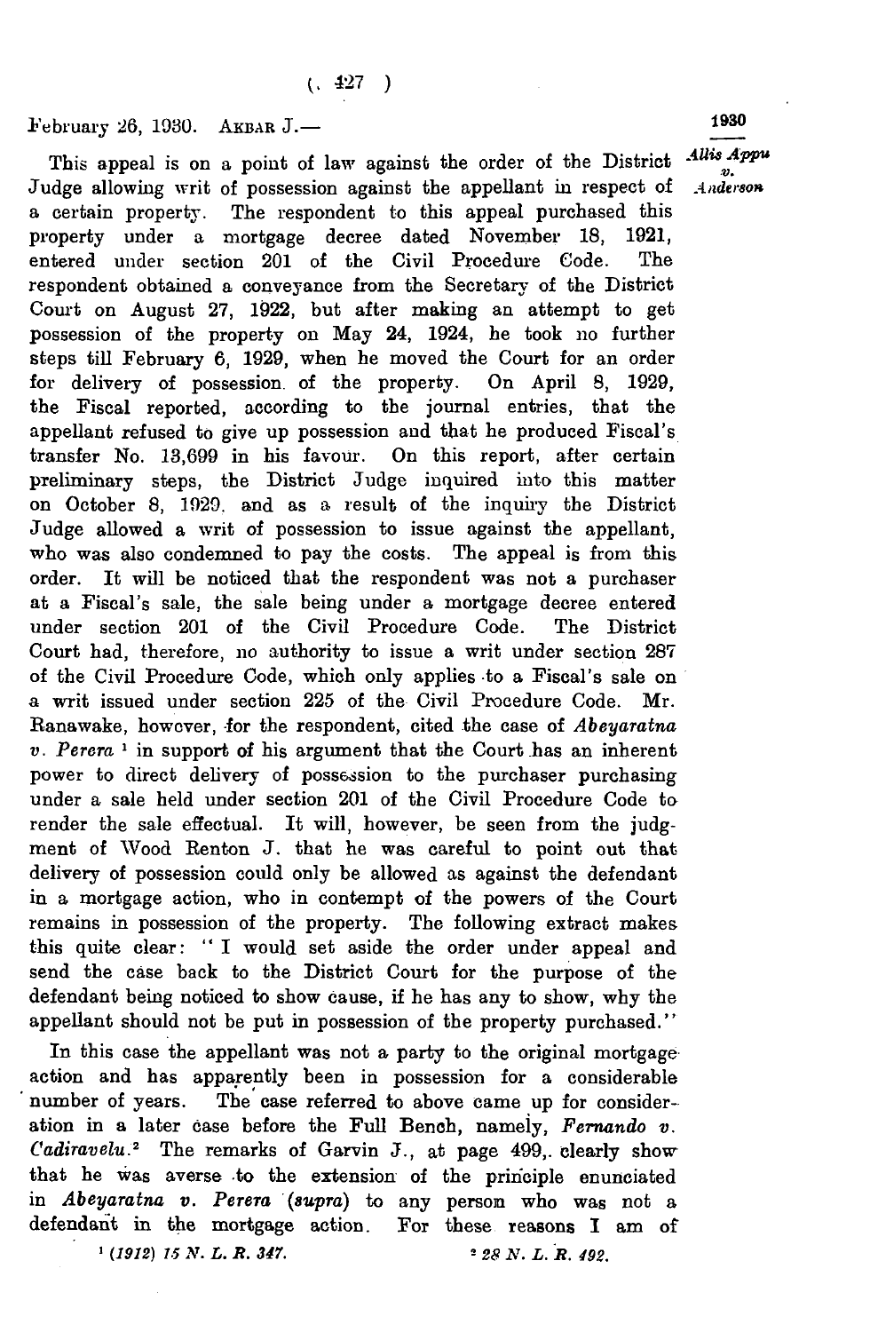February 26, 1930. AKBAR J.—

This appeal is on a point of law against the order of the District Judge allowing writ of possession against the appellant in respect of a certain property. The respondent to this appeal purchased this property under a mortgage decree dated November 18, 1921, entered under section 201 of the Civil Procedure Code. The respondent obtained a conveyance from the Secretary of the District Court on August 27, 1922, but after making an attempt to get possession of the property on May 24, 1924, he took no further steps till February 6, 1929, when he moved the Court for an order for delivery of possession of the property. On April 8, 1929, the Fiscal reported, according to the journal entries, that the appellant refused to give up possession and that he produced Fiscal's transfer No. 13,699 in his favour. On this report, after certain preliminary steps, the District Judge inquired into this matter on October 8, 1929, and as a result of the inquiry the District Judge allowed a writ of possession to issue against the appellant, who was also condemned to pay the costs. The appeal is from this order. It will be noticed that the respondent was not a purchaser at a Fiscal's sale, the sale being under a mortgage decree entered under section 201 of the Civil Procedure Code. The District Court had, therefore, no authority to issue a writ under section 287 of the Civil Procedure Code, which only applies to a Fiscal's sale on a writ issued under section 225 of the Civil Procedure Code. Mr. Ranawake, however, for the respondent, cited the case of *Abeyaratna v. Perera* [1] in support of his argument that the Court has an inherent power to direct delivery of possession to the purchaser purchasing under a sale held under section 201 of the Civil Procedure Code to render the sale effectual. It will, however, be seen from the judgment of Wood Renton J. that he was careful to point out that delivery of possession could only be allowed as against the defendant in a mortgage action, who in contempt of the powers of the Court remains in possession of the property. The following extract makes this quite clear: "I would set aside the order under appeal and send the case back to the District Court for the purpose of the defendant being noticed to show cause, if he has any to show, why the appellant should not be put in possession of the property purchased."

In this case the appellant was not a party to the original mortgage action and has apparently been in possession for a considerable number of years. The case referred to above came up for consideration in a later case before the Full Bench, namely, *Fernando v. Cadiravelu*.[2] The remarks of Garvin J., at page 499, clearly show that he was averse to the extension of the principle enunciated in *Abeyaratna v. Perera* (*supra*) to any person who was not a defendant in the mortgage action. For these reasons I am of

[1] *(1912) 15 N. L. R. 347.*

[2] *28 N. L. R. 492.*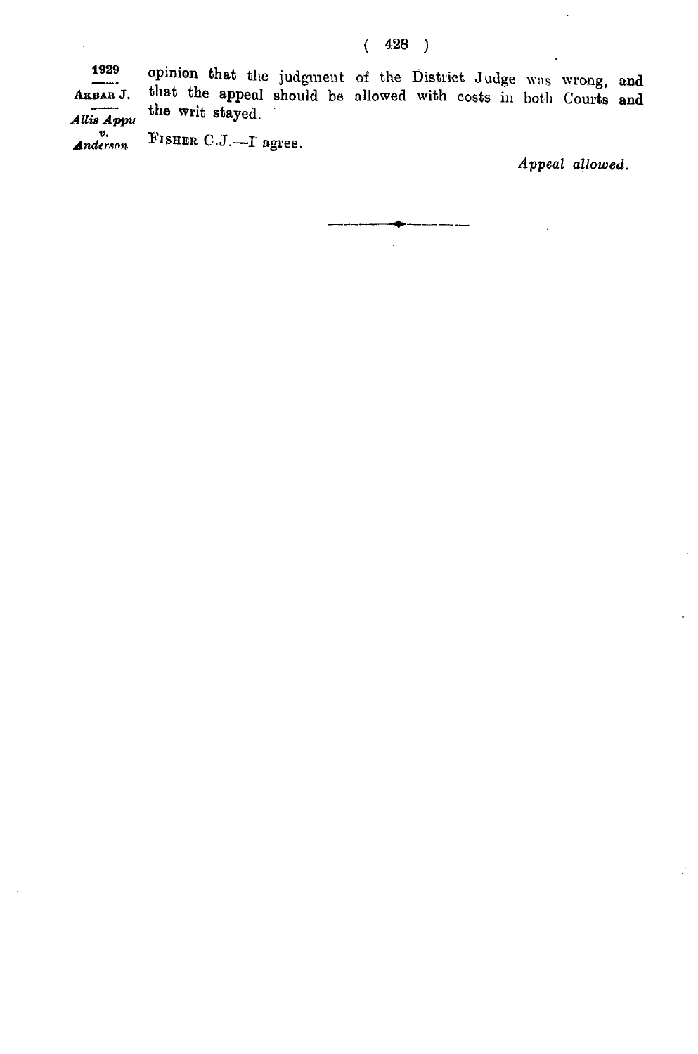opinion that the judgment of the District Judge was wrong, and that the appeal should be allowed with costs in both Courts and the writ stayed.

FISHER C.J.—I agree.

*Appeal allowed.*